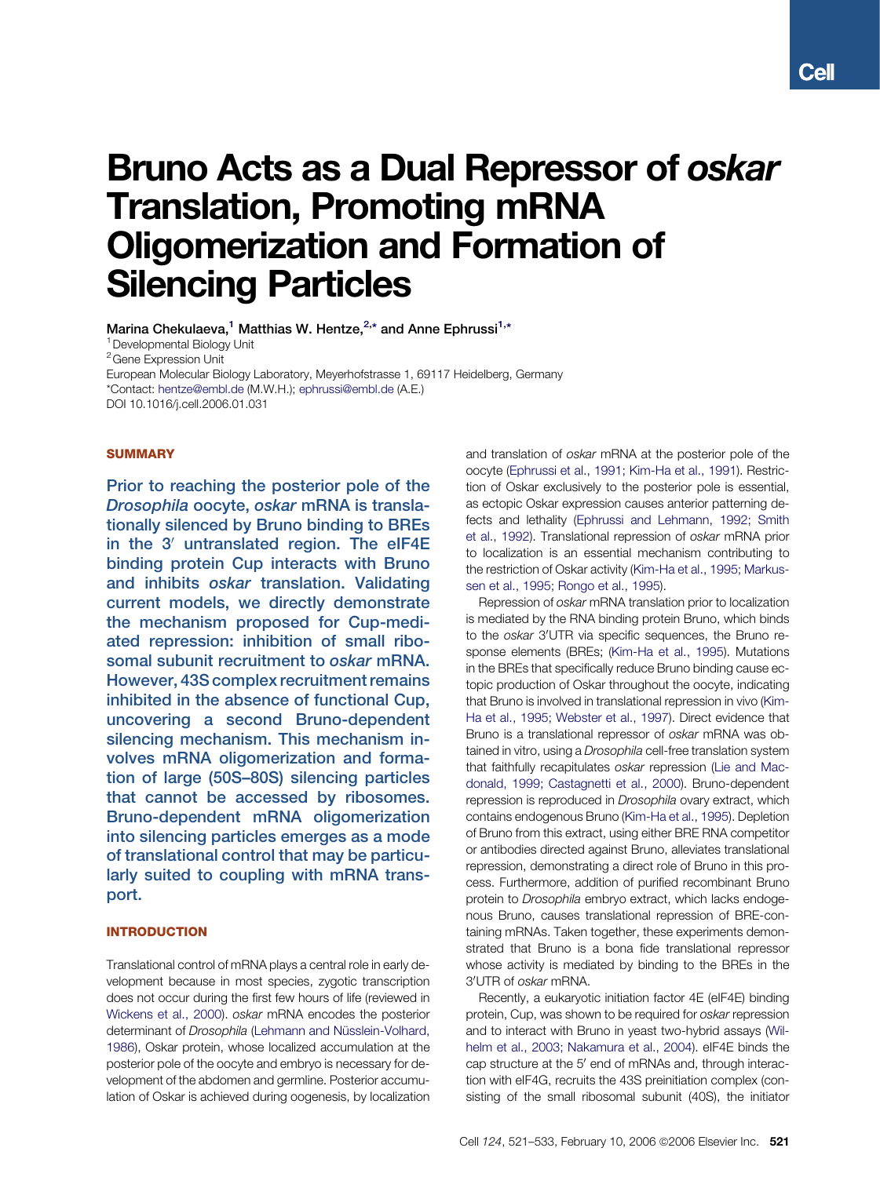# Bruno Acts as a Dual Repressor of *oskar* Translation, Promoting mRNA Oligomerization and Formation of Silencing Particles

**Marina Chekulaeva,[1] Matthias W. Hentze,[2,*] and Anne Ephrussi[1,*]**

[1] Developmental Biology Unit
[2] Gene Expression Unit
European Molecular Biology Laboratory, Meyerhofstrasse 1, 69117 Heidelberg, Germany
*Contact: hentze@embl.de (M.W.H.); ephrussi@embl.de (A.E.)
DOI 10.1016/j.cell.2006.01.031

## SUMMARY

Prior to reaching the posterior pole of the *Drosophila* oocyte, *oskar* mRNA is translationally silenced by Bruno binding to BREs in the 3′ untranslated region. The eIF4E binding protein Cup interacts with Bruno and inhibits *oskar* translation. Validating current models, we directly demonstrate the mechanism proposed for Cup-mediated repression: inhibition of small ribosomal subunit recruitment to *oskar* mRNA. However, 43S complex recruitment remains inhibited in the absence of functional Cup, uncovering a second Bruno-dependent silencing mechanism. This mechanism involves mRNA oligomerization and formation of large (50S–80S) silencing particles that cannot be accessed by ribosomes. Bruno-dependent mRNA oligomerization into silencing particles emerges as a mode of translational control that may be particularly suited to coupling with mRNA transport.

## INTRODUCTION

Translational control of mRNA plays a central role in early development because in most species, zygotic transcription does not occur during the first few hours of life (reviewed in Wickens et al., 2000). *oskar* mRNA encodes the posterior determinant of *Drosophila* (Lehmann and Nüsslein-Volhard, 1986), Oskar protein, whose localized accumulation at the posterior pole of the oocyte and embryo is necessary for development of the abdomen and germline. Posterior accumulation of Oskar is achieved during oogenesis, by localization and translation of *oskar* mRNA at the posterior pole of the oocyte (Ephrussi et al., 1991; Kim-Ha et al., 1991). Restriction of Oskar exclusively to the posterior pole is essential, as ectopic Oskar expression causes anterior patterning defects and lethality (Ephrussi and Lehmann, 1992; Smith et al., 1992). Translational repression of *oskar* mRNA prior to localization is an essential mechanism contributing to the restriction of Oskar activity (Kim-Ha et al., 1995; Markussen et al., 1995; Rongo et al., 1995).

Repression of *oskar* mRNA translation prior to localization is mediated by the RNA binding protein Bruno, which binds to the *oskar* 3′UTR via specific sequences, the Bruno response elements (BREs; (Kim-Ha et al., 1995). Mutations in the BREs that specifically reduce Bruno binding cause ectopic production of Oskar throughout the oocyte, indicating that Bruno is involved in translational repression in vivo (Kim-Ha et al., 1995; Webster et al., 1997). Direct evidence that Bruno is a translational repressor of *oskar* mRNA was obtained in vitro, using a *Drosophila* cell-free translation system that faithfully recapitulates *oskar* repression (Lie and Macdonald, 1999; Castagnetti et al., 2000). Bruno-dependent repression is reproduced in *Drosophila* ovary extract, which contains endogenous Bruno (Kim-Ha et al., 1995). Depletion of Bruno from this extract, using either BRE RNA competitor or antibodies directed against Bruno, alleviates translational repression, demonstrating a direct role of Bruno in this process. Furthermore, addition of purified recombinant Bruno protein to *Drosophila* embryo extract, which lacks endogenous Bruno, causes translational repression of BRE-containing mRNAs. Taken together, these experiments demonstrated that Bruno is a bona fide translational repressor whose activity is mediated by binding to the BREs in the 3′UTR of *oskar* mRNA.

Recently, a eukaryotic initiation factor 4E (eIF4E) binding protein, Cup, was shown to be required for *oskar* repression and to interact with Bruno in yeast two-hybrid assays (Wilhelm et al., 2003; Nakamura et al., 2004). eIF4E binds the cap structure at the 5′ end of mRNAs and, through interaction with eIF4G, recruits the 43S preinitiation complex (consisting of the small ribosomal subunit (40S), the initiator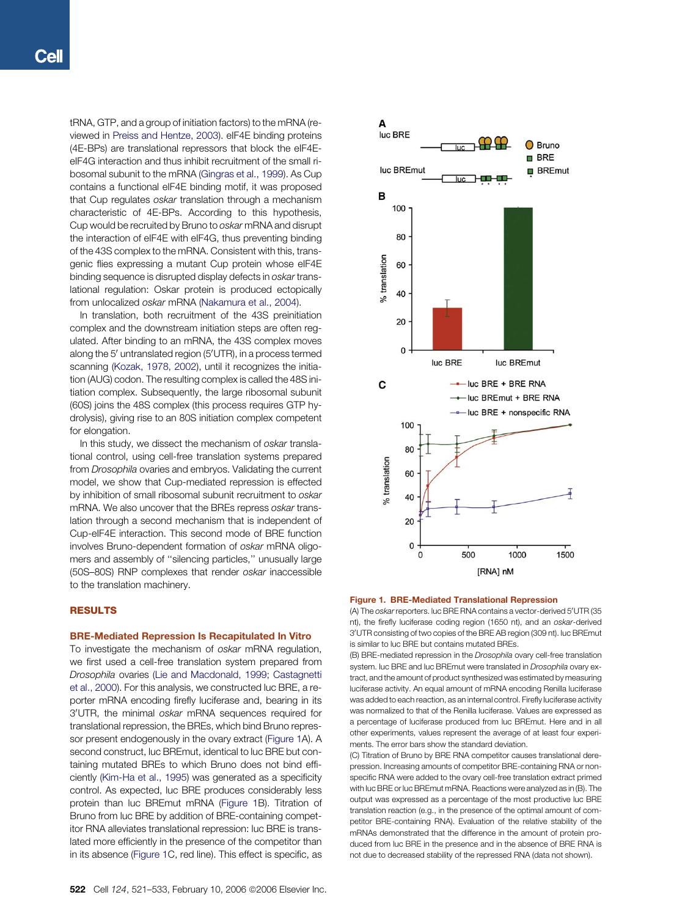tRNA, GTP, and a group of initiation factors) to the mRNA (reviewed in Preiss and Hentze, 2003). eIF4E binding proteins (4E-BPs) are translational repressors that block the eIF4E-eIF4G interaction and thus inhibit recruitment of the small ribosomal subunit to the mRNA (Gingras et al., 1999). As Cup contains a functional eIF4E binding motif, it was proposed that Cup regulates *oskar* translation through a mechanism characteristic of 4E-BPs. According to this hypothesis, Cup would be recruited by Bruno to *oskar* mRNA and disrupt the interaction of eIF4E with eIF4G, thus preventing binding of the 43S complex to the mRNA. Consistent with this, transgenic flies expressing a mutant Cup protein whose eIF4E binding sequence is disrupted display defects in *oskar* translational regulation: Oskar protein is produced ectopically from unlocalized *oskar* mRNA (Nakamura et al., 2004).

In translation, both recruitment of the 43S preinitiation complex and the downstream initiation steps are often regulated. After binding to an mRNA, the 43S complex moves along the 5′ untranslated region (5′UTR), in a process termed scanning (Kozak, 1978, 2002), until it recognizes the initiation (AUG) codon. The resulting complex is called the 48S initiation complex. Subsequently, the large ribosomal subunit (60S) joins the 48S complex (this process requires GTP hydrolysis), giving rise to an 80S initiation complex competent for elongation.

In this study, we dissect the mechanism of *oskar* translational control, using cell-free translation systems prepared from *Drosophila* ovaries and embryos. Validating the current model, we show that Cup-mediated repression is effected by inhibition of small ribosomal subunit recruitment to *oskar* mRNA. We also uncover that the BREs repress *oskar* translation through a second mechanism that is independent of Cup-eIF4E interaction. This second mode of BRE function involves Bruno-dependent formation of *oskar* mRNA oligomers and assembly of "silencing particles," unusually large (50S–80S) RNP complexes that render *oskar* inaccessible to the translation machinery.

## RESULTS

### BRE-Mediated Repression Is Recapitulated In Vitro

To investigate the mechanism of *oskar* mRNA regulation, we first used a cell-free translation system prepared from *Drosophila* ovaries (Lie and Macdonald, 1999; Castagnetti et al., 2000). For this analysis, we constructed luc BRE, a reporter mRNA encoding firefly luciferase and, bearing in its 3′UTR, the minimal *oskar* mRNA sequences required for translational repression, the BREs, which bind Bruno repressor present endogenously in the ovary extract (Figure 1A). A second construct, luc BREmut, identical to luc BRE but containing mutated BREs to which Bruno does not bind efficiently (Kim-Ha et al., 1995) was generated as a specificity control. As expected, luc BRE produces considerably less protein than luc BREmut mRNA (Figure 1B). Titration of Bruno from luc BRE by addition of BRE-containing competitor RNA alleviates translational repression: luc BRE is translated more efficiently in the presence of the competitor than in its absence (Figure 1C, red line). This effect is specific, as

A
luc BRE
luc BREmut
luc
Bruno
BRE
BREmut

B
% translation
100
80
60
40
20
0
luc BRE
luc BREmut

C
luc BRE + BRE RNA
luc BREmut + BRE RNA
luc BRE + nonspecific RNA
% translation
100
80
60
40
20
0
0
500
1000
1500
[RNA] nM

**Figure 1. BRE-Mediated Translational Repression**

(A) The *oskar* reporters. luc BRE RNA contains a vector-derived 5′UTR (35 nt), the firefly luciferase coding region (1650 nt), and an *oskar*-derived 3′UTR consisting of two copies of the BRE AB region (309 nt). luc BREmut is similar to luc BRE but contains mutated BREs.

(B) BRE-mediated repression in the *Drosophila* ovary cell-free translation system. luc BRE and luc BREmut were translated in *Drosophila* ovary extract, and the amount of product synthesized was estimated by measuring luciferase activity. An equal amount of mRNA encoding Renilla luciferase was added to each reaction, as an internal control. Firefly luciferase activity was normalized to that of the Renilla luciferase. Values are expressed as a percentage of luciferase produced from luc BREmut. Here and in all other experiments, values represent the average of at least four experiments. The error bars show the standard deviation.

(C) Titration of Bruno by BRE RNA competitor causes translational derepression. Increasing amounts of competitor BRE-containing RNA or nonspecific RNA were added to the ovary cell-free translation extract primed with luc BRE or luc BREmut mRNA. Reactions were analyzed as in (B). The output was expressed as a percentage of the most productive luc BRE translation reaction (e.g., in the presence of the optimal amount of competitor BRE-containing RNA). Evaluation of the relative stability of the mRNAs demonstrated that the difference in the amount of protein produced from luc BRE in the presence and in the absence of BRE RNA is not due to decreased stability of the repressed RNA (data not shown).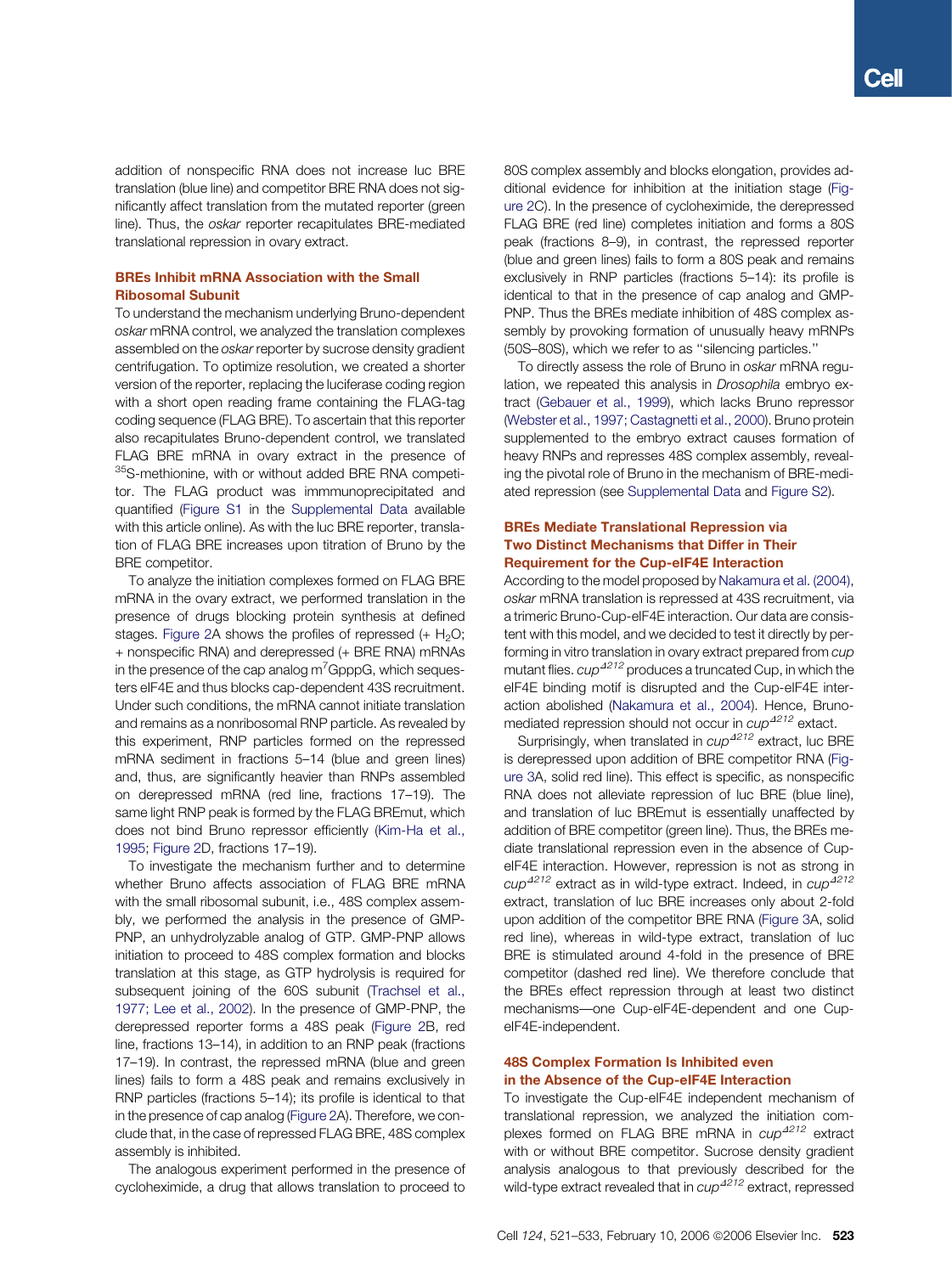addition of nonspecific RNA does not increase luc BRE translation (blue line) and competitor BRE RNA does not significantly affect translation from the mutated reporter (green line). Thus, the *oskar* reporter recapitulates BRE-mediated translational repression in ovary extract.

### BREs Inhibit mRNA Association with the Small Ribosomal Subunit

To understand the mechanism underlying Bruno-dependent *oskar* mRNA control, we analyzed the translation complexes assembled on the *oskar* reporter by sucrose density gradient centrifugation. To optimize resolution, we created a shorter version of the reporter, replacing the luciferase coding region with a short open reading frame containing the FLAG-tag coding sequence (FLAG BRE). To ascertain that this reporter also recapitulates Bruno-dependent control, we translated FLAG BRE mRNA in ovary extract in the presence of $^{35}$S-methionine, with or without added BRE RNA competitor. The FLAG product was immmunoprecipitated and quantified (Figure S1 in the Supplemental Data available with this article online). As with the luc BRE reporter, translation of FLAG BRE increases upon titration of Bruno by the BRE competitor.

To analyze the initiation complexes formed on FLAG BRE mRNA in the ovary extract, we performed translation in the presence of drugs blocking protein synthesis at defined stages. Figure 2A shows the profiles of repressed (+ $H_2O$; + nonspecific RNA) and derepressed (+ BRE RNA) mRNAs in the presence of the cap analog m$^7$GpppG, which sequesters eIF4E and thus blocks cap-dependent 43S recruitment. Under such conditions, the mRNA cannot initiate translation and remains as a nonribosomal RNP particle. As revealed by this experiment, RNP particles formed on the repressed mRNA sediment in fractions 5–14 (blue and green lines) and, thus, are significantly heavier than RNPs assembled on derepressed mRNA (red line, fractions 17–19). The same light RNP peak is formed by the FLAG BREmut, which does not bind Bruno repressor efficiently (Kim-Ha et al., 1995; Figure 2D, fractions 17–19).

To investigate the mechanism further and to determine whether Bruno affects association of FLAG BRE mRNA with the small ribosomal subunit, i.e., 48S complex assembly, we performed the analysis in the presence of GMP-PNP, an unhydrolyzable analog of GTP. GMP-PNP allows initiation to proceed to 48S complex formation and blocks translation at this stage, as GTP hydrolysis is required for subsequent joining of the 60S subunit (Trachsel et al., 1977; Lee et al., 2002). In the presence of GMP-PNP, the derepressed reporter forms a 48S peak (Figure 2B, red line, fractions 13–14), in addition to an RNP peak (fractions 17–19). In contrast, the repressed mRNA (blue and green lines) fails to form a 48S peak and remains exclusively in RNP particles (fractions 5–14); its profile is identical to that in the presence of cap analog (Figure 2A). Therefore, we conclude that, in the case of repressed FLAG BRE, 48S complex assembly is inhibited.

The analogous experiment performed in the presence of cycloheximide, a drug that allows translation to proceed to 80S complex assembly and blocks elongation, provides additional evidence for inhibition at the initiation stage (Figure 2C). In the presence of cycloheximide, the derepressed FLAG BRE (red line) completes initiation and forms a 80S peak (fractions 8–9), in contrast, the repressed reporter (blue and green lines) fails to form a 80S peak and remains exclusively in RNP particles (fractions 5–14): its profile is identical to that in the presence of cap analog and GMP-PNP. Thus the BREs mediate inhibition of 48S complex assembly by provoking formation of unusually heavy mRNPs (50S–80S), which we refer to as "silencing particles."

To directly assess the role of Bruno in *oskar* mRNA regulation, we repeated this analysis in *Drosophila* embryo extract (Gebauer et al., 1999), which lacks Bruno repressor (Webster et al., 1997; Castagnetti et al., 2000). Bruno protein supplemented to the embryo extract causes formation of heavy RNPs and represses 48S complex assembly, revealing the pivotal role of Bruno in the mechanism of BRE-mediated repression (see Supplemental Data and Figure S2).

### BREs Mediate Translational Repression via Two Distinct Mechanisms that Differ in Their Requirement for the Cup-eIF4E Interaction

According to the model proposed by Nakamura et al. (2004), *oskar* mRNA translation is repressed at 43S recruitment, via a trimeric Bruno-Cup-eIF4E interaction. Our data are consistent with this model, and we decided to test it directly by performing in vitro translation in ovary extract prepared from *cup* mutant flies. *cup*$^{\Delta 212}$ produces a truncated Cup, in which the eIF4E binding motif is disrupted and the Cup-eIF4E interaction abolished (Nakamura et al., 2004). Hence, Bruno-mediated repression should not occur in *cup*$^{\Delta 212}$ extract.

Surprisingly, when translated in *cup*$^{\Delta 212}$ extract, luc BRE is derepressed upon addition of BRE competitor RNA (Figure 3A, solid red line). This effect is specific, as nonspecific RNA does not alleviate repression of luc BRE (blue line), and translation of luc BREmut is essentially unaffected by addition of BRE competitor (green line). Thus, the BREs mediate translational repression even in the absence of Cup-eIF4E interaction. However, repression is not as strong in *cup*$^{\Delta 212}$ extract as in wild-type extract. Indeed, in *cup*$^{\Delta 212}$ extract, translation of luc BRE increases only about 2-fold upon addition of the competitor BRE RNA (Figure 3A, solid red line), whereas in wild-type extract, translation of luc BRE is stimulated around 4-fold in the presence of BRE competitor (dashed red line). We therefore conclude that the BREs effect repression through at least two distinct mechanisms—one Cup-eIF4E-dependent and one Cup-eIF4E-independent.

### 48S Complex Formation Is Inhibited even in the Absence of the Cup-eIF4E Interaction

To investigate the Cup-eIF4E independent mechanism of translational repression, we analyzed the initiation complexes formed on FLAG BRE mRNA in *cup*$^{\Delta 212}$ extract with or without BRE competitor. Sucrose density gradient analysis analogous to that previously described for the wild-type extract revealed that in *cup*$^{\Delta 212}$ extract, repressed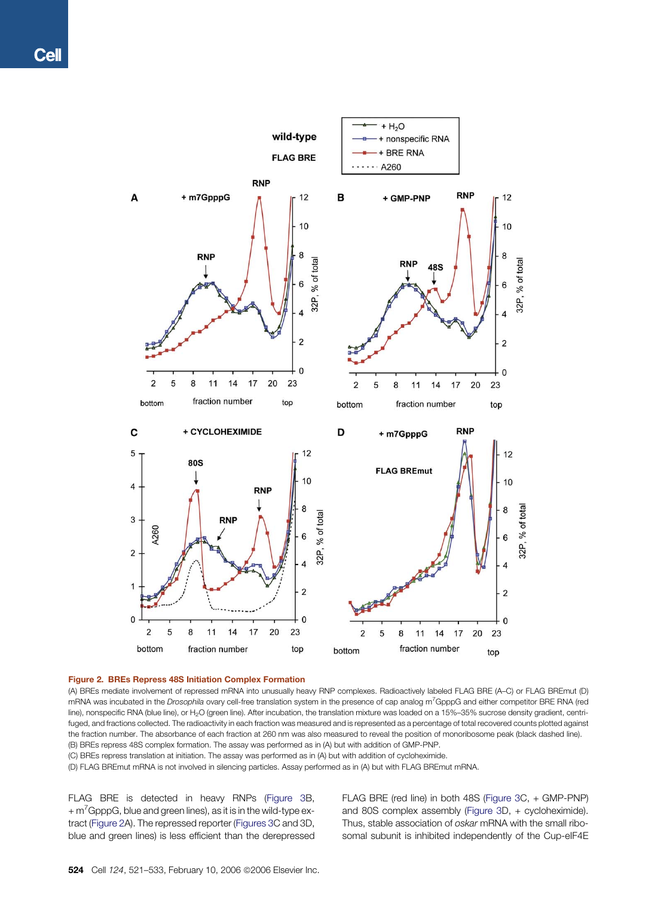wild-type

FLAG BRE

+ $H_2O$
+ nonspecific RNA
+ BRE RNA
A260

A + m7GpppG

RNP

RNP

12
10
8
6
4
2
0

32P, % of total

2 5 8 11 14 17 20 23

bottom fraction number top

B + GMP-PNP

RNP

RNP 48S

12
10
8
6
4
2
0

32P, % of total

2 5 8 11 14 17 20 23

bottom fraction number top

C + CYCLOHEXIMIDE

80S

RNP

RNP

5
4
3
2
1
0

A260

12
10
8
6
4
2
0

32P, % of total

2 5 8 11 14 17 20 23

bottom fraction number top

D + m7GpppG

RNP

FLAG BREmut

12
10
8
6
4
2
0

32P, % of total

2 5 8 11 14 17 20 23

bottom fraction number top

**Figure 2. BREs Repress 48S Initiation Complex Formation**

(A) BREs mediate involvement of repressed mRNA into unusually heavy RNP complexes. Radioactively labeled FLAG BRE (A–C) or FLAG BREmut (D) mRNA was incubated in the *Drosophila* ovary cell-free translation system in the presence of cap analog $m^7$GpppG and either competitor BRE RNA (red line), nonspecific RNA (blue line), or $H_2O$ (green line). After incubation, the translation mixture was loaded on a 15%–35% sucrose density gradient, centrifuged, and fractions collected. The radioactivity in each fraction was measured and is represented as a percentage of total recovered counts plotted against the fraction number. The absorbance of each fraction at 260 nm was also measured to reveal the position of monoribosome peak (black dashed line).

(B) BREs repress 48S complex formation. The assay was performed as in (A) but with addition of GMP-PNP.

(C) BREs repress translation at initiation. The assay was performed as in (A) but with addition of cycloheximide.

(D) FLAG BREmut mRNA is not involved in silencing particles. Assay performed as in (A) but with FLAG BREmut mRNA.

FLAG BRE is detected in heavy RNPs (Figure 3B, + $m^7$GpppG, blue and green lines), as it is in the wild-type extract (Figure 2A). The repressed reporter (Figures 3C and 3D, blue and green lines) is less efficient than the derepressed FLAG BRE (red line) in both 48S (Figure 3C, + GMP-PNP) and 80S complex assembly (Figure 3D, + cycloheximide). Thus, stable association of *oskar* mRNA with the small ribosomal subunit is inhibited independently of the Cup-eIF4E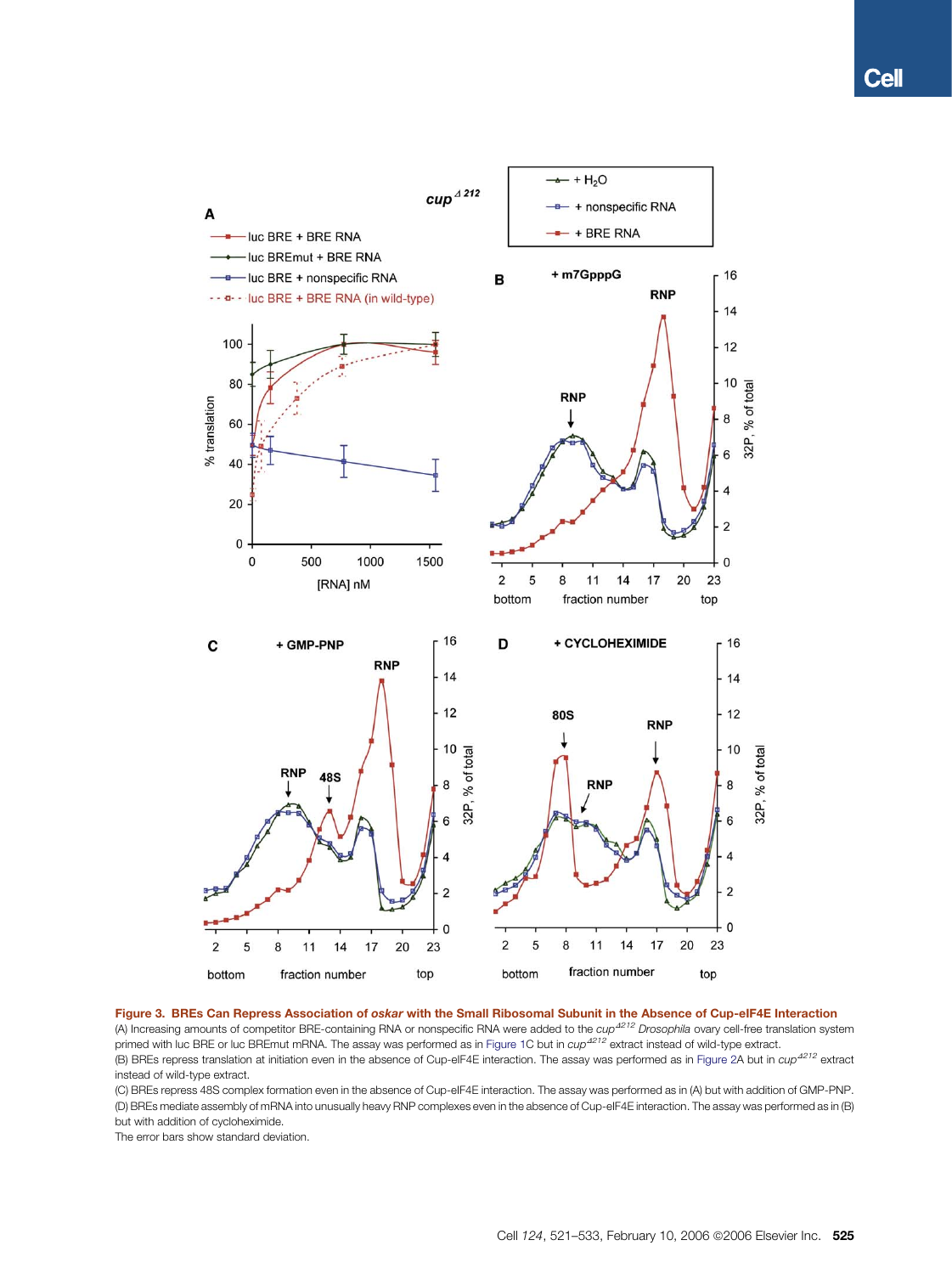cup$^{\Delta 212}$

**A**

luc BRE + BRE RNA
luc BREmut + BRE RNA
luc BRE + nonspecific RNA
luc BRE + BRE RNA (in wild-type)

% translation
0
20
40
60
80
100
0
500
1000
1500
[RNA] nM

+ $H_2O$
+ nonspecific RNA
+ BRE RNA

**B**

+ m7GpppG
RNP
RNP
32P, % of total
0
2
4
6
8
10
12
14
16
2
5
8
11
14
17
20
23
bottom
fraction number
top

**C**

+ GMP-PNP
RNP
RNP
48S
32P, % of total
0
2
4
6
8
10
12
14
16
2
5
8
11
14
17
20
23
bottom
fraction number
top

**D**

+ CYCLOHEXIMIDE
80S
RNP
RNP
32P, % of total
0
2
4
6
8
10
12
14
16
2
5
8
11
14
17
20
23
bottom
fraction number
top

**Figure 3. BREs Can Repress Association of *oskar* with the Small Ribosomal Subunit in the Absence of Cup-eIF4E Interaction**

(A) Increasing amounts of competitor BRE-containing RNA or nonspecific RNA were added to the cup$^{\Delta 212}$ *Drosophila* ovary cell-free translation system primed with luc BRE or luc BREmut mRNA. The assay was performed as in Figure 1C but in cup$^{\Delta 212}$ extract instead of wild-type extract.

(B) BREs repress translation at initiation even in the absence of Cup-eIF4E interaction. The assay was performed as in Figure 2A but in cup$^{\Delta 212}$ extract instead of wild-type extract.

(C) BREs repress 48S complex formation even in the absence of Cup-eIF4E interaction. The assay was performed as in (A) but with addition of GMP-PNP.

(D) BREs mediate assembly of mRNA into unusually heavy RNP complexes even in the absence of Cup-eIF4E interaction. The assay was performed as in (B) but with addition of cycloheximide.

The error bars show standard deviation.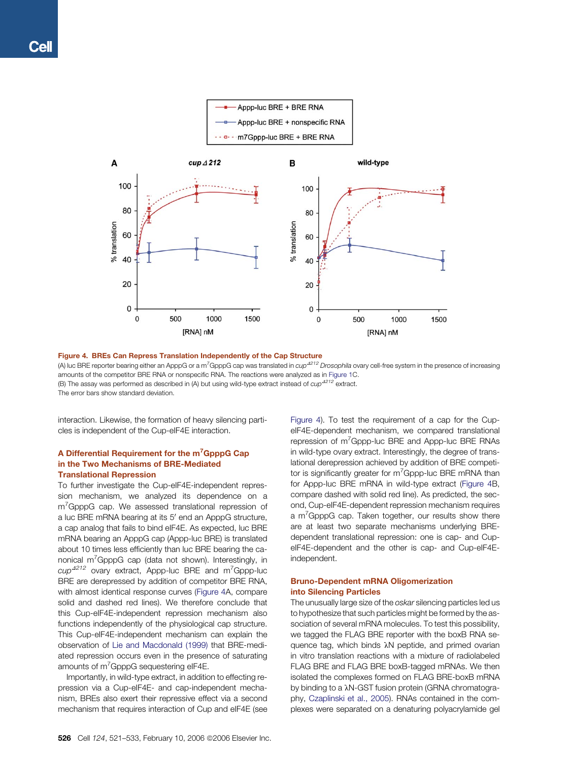**Figure 4. BREs Can Repress Translation Independently of the Cap Structure**

(A) luc BRE reporter bearing either an ApppG or a m$^7$GpppG cap was translated in *cup*$^{\Delta 212}$ *Drosophila* ovary cell-free system in the presence of increasing amounts of the competitor BRE RNA or nonspecific RNA. The reactions were analyzed as in Figure 1C.

(B) The assay was performed as described in (A) but using wild-type extract instead of *cup*$^{\Delta 212}$ extract.

The error bars show standard deviation.

interaction. Likewise, the formation of heavy silencing particles is independent of the Cup-eIF4E interaction.

## A Differential Requirement for the m$^7$GpppG Cap in the Two Mechanisms of BRE-Mediated Translational Repression

To further investigate the Cup-eIF4E-independent repression mechanism, we analyzed its dependence on a m$^7$GpppG cap. We assessed translational repression of a luc BRE mRNA bearing at its 5′ end an ApppG structure, a cap analog that fails to bind eIF4E. As expected, luc BRE mRNA bearing an ApppG cap (Appp-luc BRE) is translated about 10 times less efficiently than luc BRE bearing the canonical m$^7$GpppG cap (data not shown). Interestingly, in *cup*$^{\Delta 212}$ ovary extract, Appp-luc BRE and m$^7$Gppp-luc BRE are derepressed by addition of competitor BRE RNA, with almost identical response curves (Figure 4A, compare solid and dashed red lines). We therefore conclude that this Cup-eIF4E-independent repression mechanism also functions independently of the physiological cap structure. This Cup-eIF4E-independent mechanism can explain the observation of Lie and Macdonald (1999) that BRE-mediated repression occurs even in the presence of saturating amounts of m$^7$GpppG sequestering eIF4E.

Importantly, in wild-type extract, in addition to effecting repression via a Cup-eIF4E- and cap-independent mechanism, BREs also exert their repressive effect via a second mechanism that requires interaction of Cup and eIF4E (see Figure 4). To test the requirement of a cap for the Cup-eIF4E-dependent mechanism, we compared translational repression of m$^7$Gppp-luc BRE and Appp-luc BRE RNAs in wild-type ovary extract. Interestingly, the degree of translational derepression achieved by addition of BRE competitor is significantly greater for m$^7$Gppp-luc BRE mRNA than for Appp-luc BRE mRNA in wild-type extract (Figure 4B, compare dashed with solid red line). As predicted, the second, Cup-eIF4E-dependent repression mechanism requires a m$^7$GpppG cap. Taken together, our results show that there are at least two separate mechanisms underlying BRE-dependent translational repression: one is cap- and Cup-eIF4E-dependent and the other is cap- and Cup-eIF4E-independent.

## Bruno-Dependent mRNA Oligomerization into Silencing Particles

The unusually large size of the *oskar* silencing particles led us to hypothesize that such particles might be formed by the association of several mRNA molecules. To test this possibility, we tagged the FLAG BRE reporter with the boxB RNA sequence tag, which binds λN peptide, and primed ovarian in vitro translation reactions with a mixture of radiolabeled FLAG BRE and FLAG BRE boxB-tagged mRNAs. We then isolated the complexes formed on FLAG BRE-boxB mRNA by binding to a λN-GST fusion protein (GRNA chromatography, Czaplinski et al., 2005). RNAs contained in the complexes were separated on a denaturing polyacrylamide gel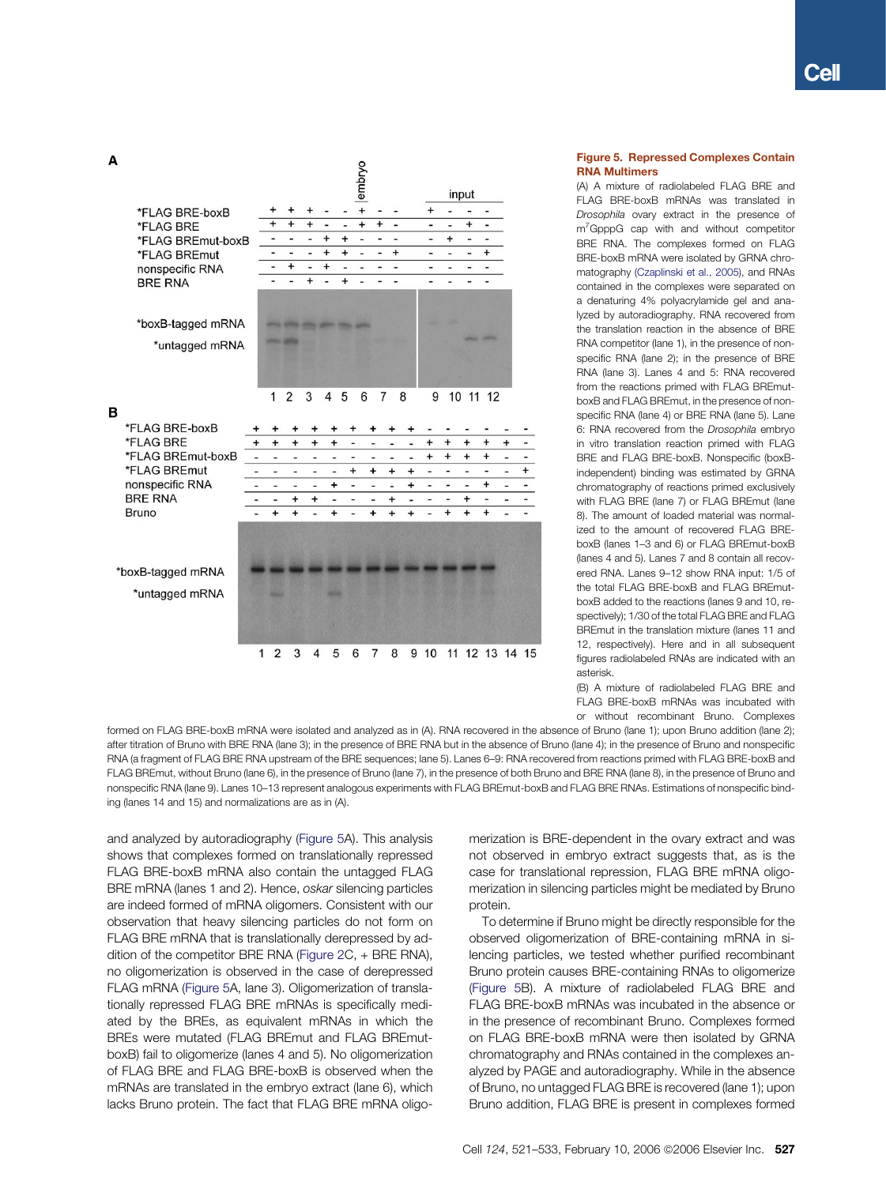A

embryo

input

*FLAG BRE-boxB
*FLAG BRE
*FLAG BREmut-boxB
*FLAG BREmut
nonspecific RNA
BRE RNA

*boxB-tagged mRNA
*untagged mRNA

1 2 3 4 5 6 7 8 9 10 11 12

B

*FLAG BRE-boxB
*FLAG BRE
*FLAG BREmut-boxB
*FLAG BREmut
nonspecific RNA
BRE RNA
Bruno

*boxB-tagged mRNA
*untagged mRNA

1 2 3 4 5 6 7 8 9 10 11 12 13 14 15

**Figure 5. Repressed Complexes Contain RNA Multimers**

(A) A mixture of radiolabeled FLAG BRE and FLAG BRE-boxB mRNAs was translated in *Drosophila* ovary extract in the presence of $m^7GpppG$ cap with and without competitor BRE RNA. The complexes formed on FLAG BRE-boxB mRNA were isolated by GRNA chromatography (Czaplinski et al., 2005), and RNAs contained in the complexes were separated on a denaturing 4% polyacrylamide gel and analyzed by autoradiography. RNA recovered from the translation reaction in the absence of BRE RNA competitor (lane 1), in the presence of nonspecific RNA (lane 2); in the presence of BRE RNA (lane 3). Lanes 4 and 5: RNA recovered from the reactions primed with FLAG BREmut-boxB and FLAG BREmut, in the presence of nonspecific RNA (lane 4) or BRE RNA (lane 5). Lane 6: RNA recovered from the *Drosophila* embryo in vitro translation reaction primed with FLAG BRE and FLAG BRE-boxB. Nonspecific (boxB-independent) binding was estimated by GRNA chromatography of reactions primed exclusively with FLAG BRE (lane 7) or FLAG BREmut (lane 8). The amount of loaded material was normalized to the amount of recovered FLAG BRE-boxB (lanes 1–3 and 6) or FLAG BREmut-boxB (lanes 4 and 5). Lanes 7 and 8 contain all recovered RNA. Lanes 9–12 show RNA input: 1/5 of the total FLAG BRE-boxB and FLAG BREmut-boxB added to the reactions (lanes 9 and 10, respectively); 1/30 of the total FLAG BRE and FLAG BREmut in the translation mixture (lanes 11 and 12, respectively). Here and in all subsequent figures radiolabeled RNAs are indicated with an asterisk.

(B) A mixture of radiolabeled FLAG BRE and FLAG BRE-boxB mRNAs was incubated with or without recombinant Bruno. Complexes formed on FLAG BRE-boxB mRNA were isolated and analyzed as in (A). RNA recovered in the absence of Bruno (lane 1); upon Bruno addition (lane 2); after titration of Bruno with BRE RNA (lane 3); in the presence of BRE RNA but in the absence of Bruno (lane 4); in the presence of Bruno and nonspecific RNA (a fragment of FLAG BRE RNA upstream of the BRE sequences; lane 5). Lanes 6–9: RNA recovered from reactions primed with FLAG BRE-boxB and FLAG BREmut, without Bruno (lane 6), in the presence of Bruno (lane 7), in the presence of both Bruno and BRE RNA (lane 8), in the presence of Bruno and nonspecific RNA (lane 9). Lanes 10–13 represent analogous experiments with FLAG BREmut-boxB and FLAG BRE RNAs. Estimations of nonspecific binding (lanes 14 and 15) and normalizations are as in (A).

and analyzed by autoradiography (Figure 5A). This analysis shows that complexes formed on translationally repressed FLAG BRE-boxB mRNA also contain the untagged FLAG BRE mRNA (lanes 1 and 2). Hence, *oskar* silencing particles are indeed formed of mRNA oligomers. Consistent with our observation that heavy silencing particles do not form on FLAG BRE mRNA that is translationally derepressed by addition of the competitor BRE RNA (Figure 2C, + BRE RNA), no oligomerization is observed in the case of derepressed FLAG mRNA (Figure 5A, lane 3). Oligomerization of translationally repressed FLAG BRE mRNAs is specifically mediated by the BREs, as equivalent mRNAs in which the BREs were mutated (FLAG BREmut and FLAG BREmut-boxB) fail to oligomerize (lanes 4 and 5). No oligomerization of FLAG BRE and FLAG BRE-boxB is observed when the mRNAs are translated in the embryo extract (lane 6), which lacks Bruno protein. The fact that FLAG BRE mRNA oligomerization is BRE-dependent in the ovary extract and was not observed in embryo extract suggests that, as is the case for translational repression, FLAG BRE mRNA oligomerization in silencing particles might be mediated by Bruno protein.

To determine if Bruno might be directly responsible for the observed oligomerization of BRE-containing mRNA in silencing particles, we tested whether purified recombinant Bruno protein causes BRE-containing RNAs to oligomerize (Figure 5B). A mixture of radiolabeled FLAG BRE and FLAG BRE-boxB mRNAs was incubated in the absence or in the presence of recombinant Bruno. Complexes formed on FLAG BRE-boxB mRNA were then isolated by GRNA chromatography and RNAs contained in the complexes analyzed by PAGE and autoradiography. While in the absence of Bruno, no untagged FLAG BRE is recovered (lane 1); upon Bruno addition, FLAG BRE is present in complexes formed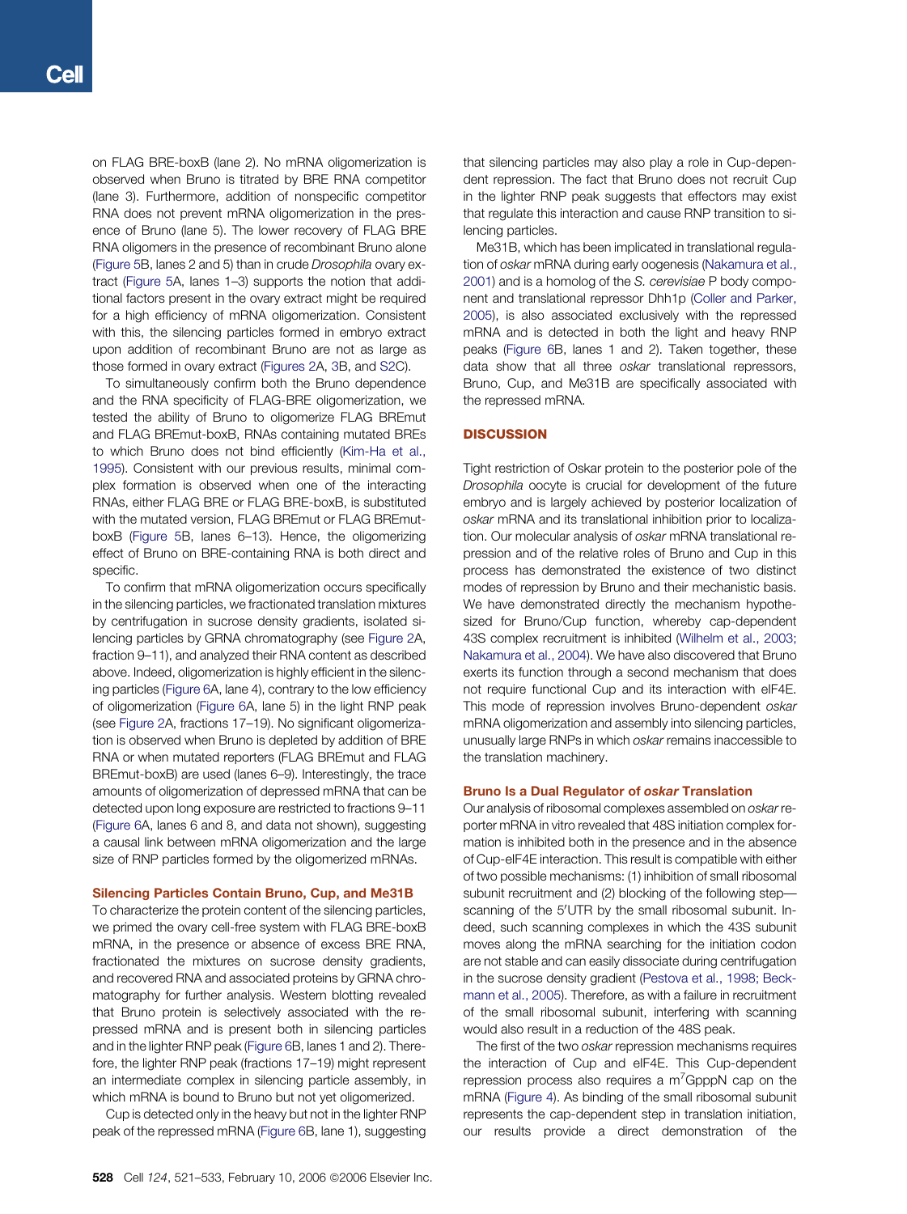on FLAG BRE-boxB (lane 2). No mRNA oligomerization is observed when Bruno is titrated by BRE RNA competitor (lane 3). Furthermore, addition of nonspecific competitor RNA does not prevent mRNA oligomerization in the presence of Bruno (lane 5). The lower recovery of FLAG BRE RNA oligomers in the presence of recombinant Bruno alone (Figure 5B, lanes 2 and 5) than in crude *Drosophila* ovary extract (Figure 5A, lanes 1–3) supports the notion that additional factors present in the ovary extract might be required for a high efficiency of mRNA oligomerization. Consistent with this, the silencing particles formed in embryo extract upon addition of recombinant Bruno are not as large as those formed in ovary extract (Figures 2A, 3B, and S2C).

To simultaneously confirm both the Bruno dependence and the RNA specificity of FLAG-BRE oligomerization, we tested the ability of Bruno to oligomerize FLAG BREmut and FLAG BREmut-boxB, RNAs containing mutated BREs to which Bruno does not bind efficiently (Kim-Ha et al., 1995). Consistent with our previous results, minimal complex formation is observed when one of the interacting RNAs, either FLAG BRE or FLAG BRE-boxB, is substituted with the mutated version, FLAG BREmut or FLAG BREmut-boxB (Figure 5B, lanes 6–13). Hence, the oligomerizing effect of Bruno on BRE-containing RNA is both direct and specific.

To confirm that mRNA oligomerization occurs specifically in the silencing particles, we fractionated translation mixtures by centrifugation in sucrose density gradients, isolated silencing particles by GRNA chromatography (see Figure 2A, fraction 9–11), and analyzed their RNA content as described above. Indeed, oligomerization is highly efficient in the silencing particles (Figure 6A, lane 4), contrary to the low efficiency of oligomerization (Figure 6A, lane 5) in the light RNP peak (see Figure 2A, fractions 17–19). No significant oligomerization is observed when Bruno is depleted by addition of BRE RNA or when mutated reporters (FLAG BREmut and FLAG BREmut-boxB) are used (lanes 6–9). Interestingly, the trace amounts of oligomerization of depressed mRNA that can be detected upon long exposure are restricted to fractions 9–11 (Figure 6A, lanes 6 and 8, and data not shown), suggesting a causal link between mRNA oligomerization and the large size of RNP particles formed by the oligomerized mRNAs.

### Silencing Particles Contain Bruno, Cup, and Me31B

To characterize the protein content of the silencing particles, we primed the ovary cell-free system with FLAG BRE-boxB mRNA, in the presence or absence of excess BRE RNA, fractionated the mixtures on sucrose density gradients, and recovered RNA and associated proteins by GRNA chromatography for further analysis. Western blotting revealed that Bruno protein is selectively associated with the repressed mRNA and is present both in silencing particles and in the lighter RNP peak (Figure 6B, lanes 1 and 2). Therefore, the lighter RNP peak (fractions 17–19) might represent an intermediate complex in silencing particle assembly, in which mRNA is bound to Bruno but not yet oligomerized.

Cup is detected only in the heavy but not in the lighter RNP peak of the repressed mRNA (Figure 6B, lane 1), suggesting that silencing particles may also play a role in Cup-dependent repression. The fact that Bruno does not recruit Cup in the lighter RNP peak suggests that effectors may exist that regulate this interaction and cause RNP transition to silencing particles.

Me31B, which has been implicated in translational regulation of *oskar* mRNA during early oogenesis (Nakamura et al., 2001) and is a homolog of the *S. cerevisiae* P body component and translational repressor Dhh1p (Coller and Parker, 2005), is also associated exclusively with the repressed mRNA and is detected in both the light and heavy RNP peaks (Figure 6B, lanes 1 and 2). Taken together, these data show that all three *oskar* translational repressors, Bruno, Cup, and Me31B are specifically associated with the repressed mRNA.

## DISCUSSION

Tight restriction of Oskar protein to the posterior pole of the *Drosophila* oocyte is crucial for development of the future embryo and is largely achieved by posterior localization of *oskar* mRNA and its translational inhibition prior to localization. Our molecular analysis of *oskar* mRNA translational repression and of the relative roles of Bruno and Cup in this process has demonstrated the existence of two distinct modes of repression by Bruno and their mechanistic basis. We have demonstrated directly the mechanism hypothesized for Bruno/Cup function, whereby cap-dependent 43S complex recruitment is inhibited (Wilhelm et al., 2003; Nakamura et al., 2004). We have also discovered that Bruno exerts its function through a second mechanism that does not require functional Cup and its interaction with eIF4E. This mode of repression involves Bruno-dependent *oskar* mRNA oligomerization and assembly into silencing particles, unusually large RNPs in which *oskar* remains inaccessible to the translation machinery.

### Bruno Is a Dual Regulator of *oskar* Translation

Our analysis of ribosomal complexes assembled on *oskar* reporter mRNA in vitro revealed that 48S initiation complex formation is inhibited both in the presence and in the absence of Cup-eIF4E interaction. This result is compatible with either of two possible mechanisms: (1) inhibition of small ribosomal subunit recruitment and (2) blocking of the following step—scanning of the 5′UTR by the small ribosomal subunit. Indeed, such scanning complexes in which the 43S subunit moves along the mRNA searching for the initiation codon are not stable and can easily dissociate during centrifugation in the sucrose density gradient (Pestova et al., 1998; Beckmann et al., 2005). Therefore, as with a failure in recruitment of the small ribosomal subunit, interfering with scanning would also result in a reduction of the 48S peak.

The first of the two *oskar* repression mechanisms requires the interaction of Cup and eIF4E. This Cup-dependent repression process also requires a m$^7$GpppN cap on the mRNA (Figure 4). As binding of the small ribosomal subunit represents the cap-dependent step in translation initiation, our results provide a direct demonstration of the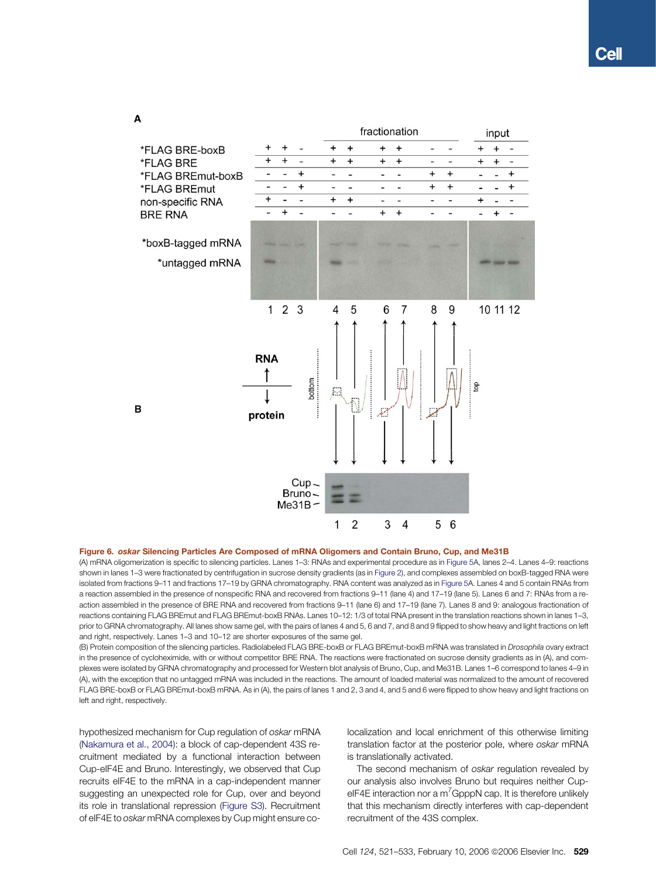A

fractionation

input

*FLAG BRE-boxB

*FLAG BRE

*FLAG BREmut-boxB

*FLAG BREmut

non-specific RNA

BRE RNA

*boxB-tagged mRNA

*untagged mRNA

1 2 3 4 5 6 7 8 9 10 11 12

B

RNA

protein

bottom

top

Cup

Bruno

Me31B

1 2 3 4 5 6

**Figure 6. *oskar* Silencing Particles Are Composed of mRNA Oligomers and Contain Bruno, Cup, and Me31B**

(A) mRNA oligomerization is specific to silencing particles. Lanes 1–3: RNAs and experimental procedure as in Figure 5A, lanes 2–4. Lanes 4–9: reactions shown in lanes 1–3 were fractionated by centrifugation in sucrose density gradients (as in Figure 2), and complexes assembled on boxB-tagged RNA were isolated from fractions 9–11 and fractions 17–19 by GRNA chromatography. RNA content was analyzed as in Figure 5A. Lanes 4 and 5 contain RNAs from a reaction assembled in the presence of nonspecific RNA and recovered from fractions 9–11 (lane 4) and 17–19 (lane 5). Lanes 6 and 7: RNAs from a reaction assembled in the presence of BRE RNA and recovered from fractions 9–11 (lane 6) and 17–19 (lane 7). Lanes 8 and 9: analogous fractionation of reactions containing FLAG BREmut and FLAG BREmut-boxB RNAs. Lanes 10–12: 1/3 of total RNA present in the translation reactions shown in lanes 1–3, prior to GRNA chromatography. All lanes show same gel, with the pairs of lanes 4 and 5, 6 and 7, and 8 and 9 flipped to show heavy and light fractions on left and right, respectively. Lanes 1–3 and 10–12 are shorter exposures of the same gel.

(B) Protein composition of the silencing particles. Radiolabeled FLAG BRE-boxB or FLAG BREmut-boxB mRNA was translated in *Drosophila* ovary extract in the presence of cycloheximide, with or without competitor BRE RNA. The reactions were fractionated on sucrose density gradients as in (A), and complexes were isolated by GRNA chromatography and processed for Western blot analysis of Bruno, Cup, and Me31B. Lanes 1–6 correspond to lanes 4–9 in (A), with the exception that no untagged mRNA was included in the reactions. The amount of loaded material was normalized to the amount of recovered FLAG BRE-boxB or FLAG BREmut-boxB mRNA. As in (A), the pairs of lanes 1 and 2, 3 and 4, and 5 and 6 were flipped to show heavy and light fractions on left and right, respectively.

hypothesized mechanism for Cup regulation of *oskar* mRNA (Nakamura et al., 2004): a block of cap-dependent 43S recruitment mediated by a functional interaction between Cup-eIF4E and Bruno. Interestingly, we observed that Cup recruits eIF4E to the mRNA in a cap-independent manner suggesting an unexpected role for Cup, over and beyond its role in translational repression (Figure S3). Recruitment of eIF4E to *oskar* mRNA complexes by Cup might ensure colocalization and local enrichment of this otherwise limiting translation factor at the posterior pole, where *oskar* mRNA is translationally activated.

The second mechanism of *oskar* regulation revealed by our analysis also involves Bruno but requires neither Cup-eIF4E interaction nor a $m^7$GpppN cap. It is therefore unlikely that this mechanism directly interferes with cap-dependent recruitment of the 43S complex.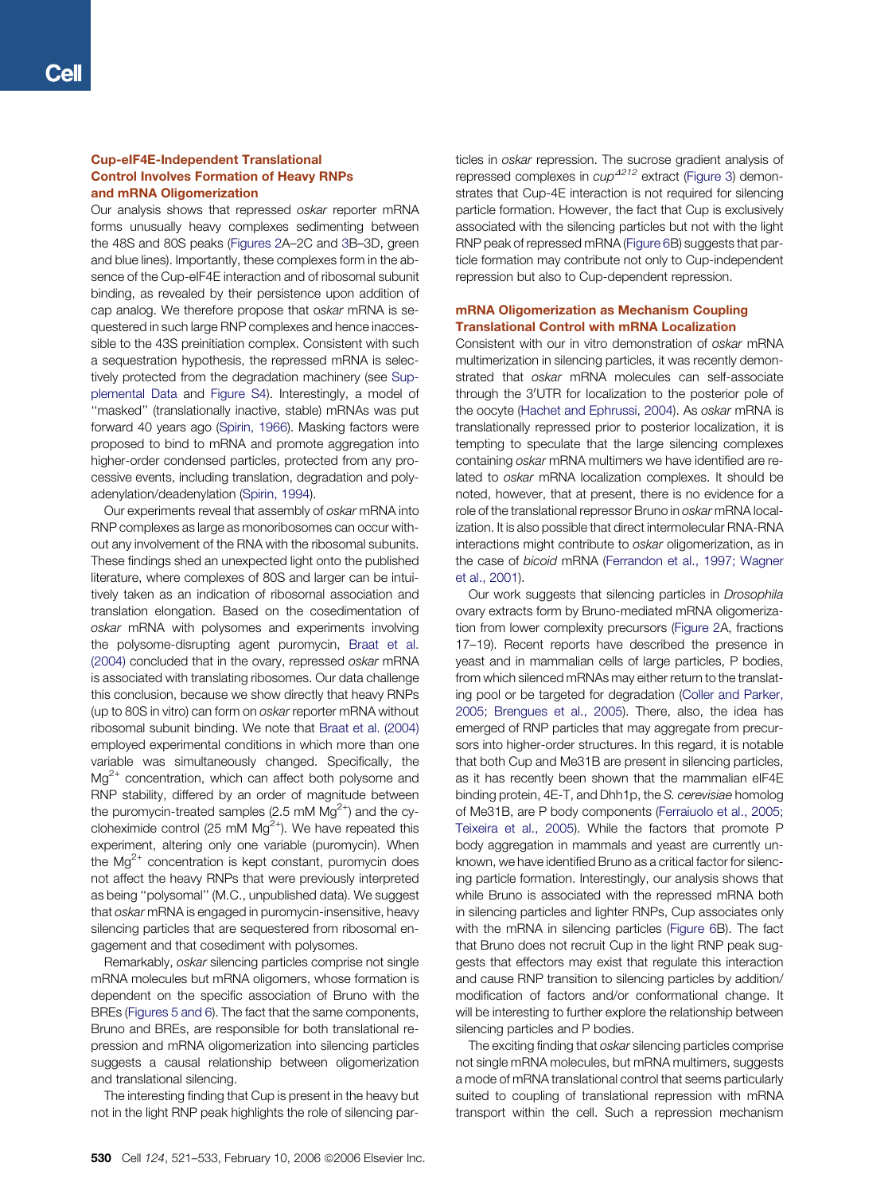### Cup-eIF4E-Independent Translational Control Involves Formation of Heavy RNPs and mRNA Oligomerization

Our analysis shows that repressed *oskar* reporter mRNA forms unusually heavy complexes sedimenting between the 48S and 80S peaks (Figures 2A–2C and 3B–3D, green and blue lines). Importantly, these complexes form in the absence of the Cup-eIF4E interaction and of ribosomal subunit binding, as revealed by their persistence upon addition of cap analog. We therefore propose that *oskar* mRNA is sequestered in such large RNP complexes and hence inaccessible to the 43S preinitiation complex. Consistent with such a sequestration hypothesis, the repressed mRNA is selectively protected from the degradation machinery (see Supplemental Data and Figure S4). Interestingly, a model of "masked" (translationally inactive, stable) mRNAs was put forward 40 years ago (Spirin, 1966). Masking factors were proposed to bind to mRNA and promote aggregation into higher-order condensed particles, protected from any processive events, including translation, degradation and polyadenylation/deadenylation (Spirin, 1994).

Our experiments reveal that assembly of *oskar* mRNA into RNP complexes as large as monoribosomes can occur without any involvement of the RNA with the ribosomal subunits. These findings shed an unexpected light onto the published literature, where complexes of 80S and larger can be intuitively taken as an indication of ribosomal association and translation elongation. Based on the cosedimentation of *oskar* mRNA with polysomes and experiments involving the polysome-disrupting agent puromycin, Braat et al. (2004) concluded that in the ovary, repressed *oskar* mRNA is associated with translating ribosomes. Our data challenge this conclusion, because we show directly that heavy RNPs (up to 80S in vitro) can form on *oskar* reporter mRNA without ribosomal subunit binding. We note that Braat et al. (2004) employed experimental conditions in which more than one variable was simultaneously changed. Specifically, the $Mg^{2+}$ concentration, which can affect both polysome and RNP stability, differed by an order of magnitude between the puromycin-treated samples (2.5 mM $Mg^{2+}$) and the cycloheximide control (25 mM $Mg^{2+}$). We have repeated this experiment, altering only one variable (puromycin). When the $Mg^{2+}$ concentration is kept constant, puromycin does not affect the heavy RNPs that were previously interpreted as being "polysomal" (M.C., unpublished data). We suggest that *oskar* mRNA is engaged in puromycin-insensitive, heavy silencing particles that are sequestered from ribosomal engagement and that cosediment with polysomes.

Remarkably, *oskar* silencing particles comprise not single mRNA molecules but mRNA oligomers, whose formation is dependent on the specific association of Bruno with the BREs (Figures 5 and 6). The fact that the same components, Bruno and BREs, are responsible for both translational repression and mRNA oligomerization into silencing particles suggests a causal relationship between oligomerization and translational silencing.

The interesting finding that Cup is present in the heavy but not in the light RNP peak highlights the role of silencing particles in *oskar* repression. The sucrose gradient analysis of repressed complexes in $cup^{\Delta 212}$ extract (Figure 3) demonstrates that Cup-4E interaction is not required for silencing particle formation. However, the fact that Cup is exclusively associated with the silencing particles but not with the light RNP peak of repressed mRNA (Figure 6B) suggests that particle formation may contribute not only to Cup-independent repression but also to Cup-dependent repression.

### mRNA Oligomerization as Mechanism Coupling Translational Control with mRNA Localization

Consistent with our in vitro demonstration of *oskar* mRNA multimerization in silencing particles, it was recently demonstrated that *oskar* mRNA molecules can self-associate through the 3′UTR for localization to the posterior pole of the oocyte (Hachet and Ephrussi, 2004). As *oskar* mRNA is translationally repressed prior to posterior localization, it is tempting to speculate that the large silencing complexes containing *oskar* mRNA multimers we have identified are related to *oskar* mRNA localization complexes. It should be noted, however, that at present, there is no evidence for a role of the translational repressor Bruno in *oskar* mRNA localization. It is also possible that direct intermolecular RNA-RNA interactions might contribute to *oskar* oligomerization, as in the case of *bicoid* mRNA (Ferrandon et al., 1997; Wagner et al., 2001).

Our work suggests that silencing particles in *Drosophila* ovary extracts form by Bruno-mediated mRNA oligomerization from lower complexity precursors (Figure 2A, fractions 17–19). Recent reports have described the presence in yeast and in mammalian cells of large particles, P bodies, from which silenced mRNAs may either return to the translating pool or be targeted for degradation (Coller and Parker, 2005; Brengues et al., 2005). There, also, the idea has emerged of RNP particles that may aggregate from precursors into higher-order structures. In this regard, it is notable that both Cup and Me31B are present in silencing particles, as it has recently been shown that the mammalian eIF4E binding protein, 4E-T, and Dhh1p, the *S. cerevisiae* homolog of Me31B, are P body components (Ferraiuolo et al., 2005; Teixeira et al., 2005). While the factors that promote P body aggregation in mammals and yeast are currently unknown, we have identified Bruno as a critical factor for silencing particle formation. Interestingly, our analysis shows that while Bruno is associated with the repressed mRNA both in silencing particles and lighter RNPs, Cup associates only with the mRNA in silencing particles (Figure 6B). The fact that Bruno does not recruit Cup in the light RNP peak suggests that effectors may exist that regulate this interaction and cause RNP transition to silencing particles by addition/modification of factors and/or conformational change. It will be interesting to further explore the relationship between silencing particles and P bodies.

The exciting finding that *oskar* silencing particles comprise not single mRNA molecules, but mRNA multimers, suggests a mode of mRNA translational control that seems particularly suited to coupling of translational repression with mRNA transport within the cell. Such a repression mechanism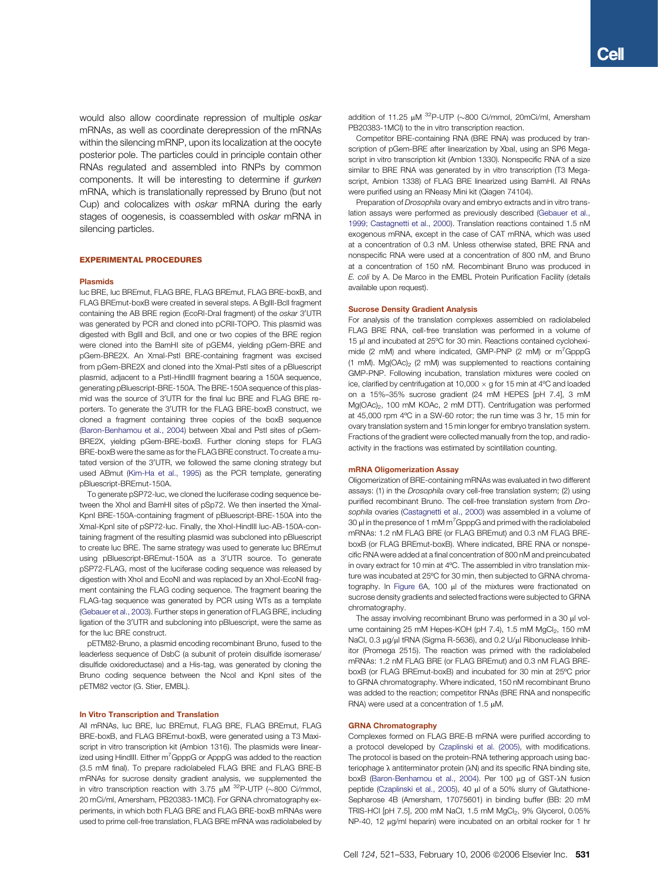would also allow coordinate repression of multiple *oskar* mRNAs, as well as coordinate derepression of the mRNAs within the silencing mRNP, upon its localization at the oocyte posterior pole. The particles could in principle contain other RNAs regulated and assembled into RNPs by common components. It will be interesting to determine if *gurken* mRNA, which is translationally repressed by Bruno (but not Cup) and colocalizes with *oskar* mRNA during the early stages of oogenesis, is coassembled with *oskar* mRNA in silencing particles.

## EXPERIMENTAL PROCEDURES

### Plasmids

luc BRE, luc BREmut, FLAG BRE, FLAG BREmut, FLAG BRE-boxB, and FLAG BREmut-boxB were created in several steps. A BglII-BclI fragment containing the AB BRE region (EcoRI-DraI fragment) of the *oskar* 3′UTR was generated by PCR and cloned into pCRII-TOPO. This plasmid was digested with BglII and BclI, and one or two copies of the BRE region were cloned into the BamHI site of pGEM4, yielding pGem-BRE and pGem-BRE2X. An XmaI-PstI BRE-containing fragment was excised from pGem-BRE2X and cloned into the XmaI-PstI sites of a pBluescript plasmid, adjacent to a PstI-HindIII fragment bearing a 150A sequence, generating pBluescript-BRE-150A. The BRE-150A sequence of this plasmid was the source of 3′UTR for the final luc BRE and FLAG BRE reporters. To generate the 3′UTR for the FLAG BRE-boxB construct, we cloned a fragment containing three copies of the boxB sequence (Baron-Benhamou et al., 2004) between XbaI and PstI sites of pGem-BRE2X, yielding pGem-BRE-boxB. Further cloning steps for FLAG BRE-boxB were the same as for the FLAG BRE construct. To create a mutated version of the 3′UTR, we followed the same cloning strategy but used ABmut (Kim-Ha et al., 1995) as the PCR template, generating pBluescript-BREmut-150A.

To generate pSP72-luc, we cloned the luciferase coding sequence between the XhoI and BamHI sites of pSp72. We then inserted the XmaI-KpnI BRE-150A-containing fragment of pBluescript-BRE-150A into the XmaI-KpnI site of pSP72-luc. Finally, the XhoI-HindIII luc-AB-150A-containing fragment of the resulting plasmid was subcloned into pBluescript to create luc BRE. The same strategy was used to generate luc BREmut using pBluescript-BREmut-150A as a 3′UTR source. To generate pSP72-FLAG, most of the luciferase coding sequence was released by digestion with XhoI and EcoNI and was replaced by an XhoI-EcoNI fragment containing the FLAG coding sequence. The fragment bearing the FLAG-tag sequence was generated by PCR using WTs as a template (Gebauer et al., 2003). Further steps in generation of FLAG BRE, including ligation of the 3′UTR and subcloning into pBluescript, were the same as for the luc BRE construct.

pETM82-Bruno, a plasmid encoding recombinant Bruno, fused to the leaderless sequence of DsbC (a subunit of protein disulfide isomerase/disulfide oxidoreductase) and a His-tag, was generated by cloning the Bruno coding sequence between the NcoI and KpnI sites of the pETM82 vector (G. Stier, EMBL).

### In Vitro Transcription and Translation

All mRNAs, luc BRE, luc BREmut, FLAG BRE, FLAG BREmut, FLAG BRE-boxB, and FLAG BREmut-boxB, were generated using a T3 Maxiscript in vitro transcription kit (Ambion 1316). The plasmids were linearized using HindIII. Either $m^7GpppG$ or ApppG was added to the reaction (3.5 mM final). To prepare radiolabeled FLAG BRE and FLAG BRE-B mRNAs for sucrose density gradient analysis, we supplemented the in vitro transcription reaction with 3.75 μM $^{32}$P-UTP (~800 Ci/mmol, 20 mCi/ml, Amersham, PB20383-1MCI). For GRNA chromatography experiments, in which both FLAG BRE and FLAG BRE-boxB mRNAs were used to prime cell-free translation, FLAG BRE mRNA was radiolabeled by addition of 11.25 μM $^{32}$P-UTP (~800 Ci/mmol, 20mCi/ml, Amersham PB20383-1MCI) to the in vitro transcription reaction.

Competitor BRE-containing RNA (BRE RNA) was produced by transcription of pGem-BRE after linearization by XbaI, using an SP6 Megascript in vitro transcription kit (Ambion 1330). Nonspecific RNA of a size similar to BRE RNA was generated by in vitro transcription (T3 Megascript, Ambion 1338) of FLAG BRE linearized using BamHI. All RNAs were purified using an RNeasy Mini kit (Qiagen 74104).

Preparation of *Drosophila* ovary and embryo extracts and in vitro translation assays were performed as previously described (Gebauer et al., 1999; Castagnetti et al., 2000). Translation reactions contained 1.5 nM exogenous mRNA, except in the case of CAT mRNA, which was used at a concentration of 0.3 nM. Unless otherwise stated, BRE RNA and nonspecific RNA were used at a concentration of 800 nM, and Bruno at a concentration of 150 nM. Recombinant Bruno was produced in *E. coli* by A. De Marco in the EMBL Protein Purification Facility (details available upon request).

### Sucrose Density Gradient Analysis

For analysis of the translation complexes assembled on radiolabeled FLAG BRE RNA, cell-free translation was performed in a volume of 15 μl and incubated at 25ºC for 30 min. Reactions contained cycloheximide (2 mM) and where indicated, GMP-PNP (2 mM) or $m^7GpppG$ (1 mM). $Mg(OAc)_2$ (2 mM) was supplemented to reactions containing GMP-PNP. Following incubation, translation mixtures were cooled on ice, clarified by centrifugation at 10,000 × g for 15 min at 4ºC and loaded on a 15%–35% sucrose gradient (24 mM HEPES [pH 7.4], 3 mM $Mg(OAc)_2$, 100 mM KOAc, 2 mM DTT). Centrifugation was performed at 45,000 rpm 4ºC in a SW-60 rotor; the run time was 3 hr, 15 min for ovary translation system and 15 min longer for embryo translation system. Fractions of the gradient were collected manually from the top, and radioactivity in the fractions was estimated by scintillation counting.

### mRNA Oligomerization Assay

Oligomerization of BRE-containing mRNAs was evaluated in two different assays: (1) in the *Drosophila* ovary cell-free translation system; (2) using purified recombinant Bruno. The cell-free translation system from *Drosophila* ovaries (Castagnetti et al., 2000) was assembled in a volume of 30 μl in the presence of 1 mM $m^7GpppG$ and primed with the radiolabeled mRNAs: 1.2 nM FLAG BRE (or FLAG BREmut) and 0.3 nM FLAG BRE-boxB (or FLAG BREmut-boxB). Where indicated, BRE RNA or nonspecific RNA were added at a final concentration of 800 nM and preincubated in ovary extract for 10 min at 4ºC. The assembled in vitro translation mixture was incubated at 25ºC for 30 min, then subjected to GRNA chromatography. In Figure 6A, 100 μl of the mixtures were fractionated on sucrose density gradients and selected fractions were subjected to GRNA chromatography.

The assay involving recombinant Bruno was performed in a 30 μl volume containing 25 mM Hepes-KOH (pH 7.4), 1.5 mM $MgCl_2$, 150 mM NaCl, 0.3 μg/μl tRNA (Sigma R-5636), and 0.2 U/μl Ribonuclease Inhibitor (Promega 2515). The reaction was primed with the radiolabeled mRNAs: 1.2 nM FLAG BRE (or FLAG BREmut) and 0.3 nM FLAG BRE-boxB (or FLAG BREmut-boxB) and incubated for 30 min at 25ºC prior to GRNA chromatography. Where indicated, 150 nM recombinant Bruno was added to the reaction; competitor RNAs (BRE RNA and nonspecific RNA) were used at a concentration of 1.5 μM.

### GRNA Chromatography

Complexes formed on FLAG BRE-B mRNA were purified according to a protocol developed by Czaplinski et al. (2005), with modifications. The protocol is based on the protein-RNA tethering approach using bacteriophage λ antiterminator protein (λN) and its specific RNA binding site, boxB (Baron-Benhamou et al., 2004). Per 100 μg of GST-λN fusion peptide (Czaplinski et al., 2005), 40 μl of a 50% slurry of Glutathione-Sepharose 4B (Amersham, 17075601) in binding buffer (BB: 20 mM TRIS-HCl [pH 7.5], 200 mM NaCl, 1.5 mM $MgCl_2$, 9% Glycerol, 0.05% NP-40, 12 μg/ml heparin) were incubated on an orbital rocker for 1 hr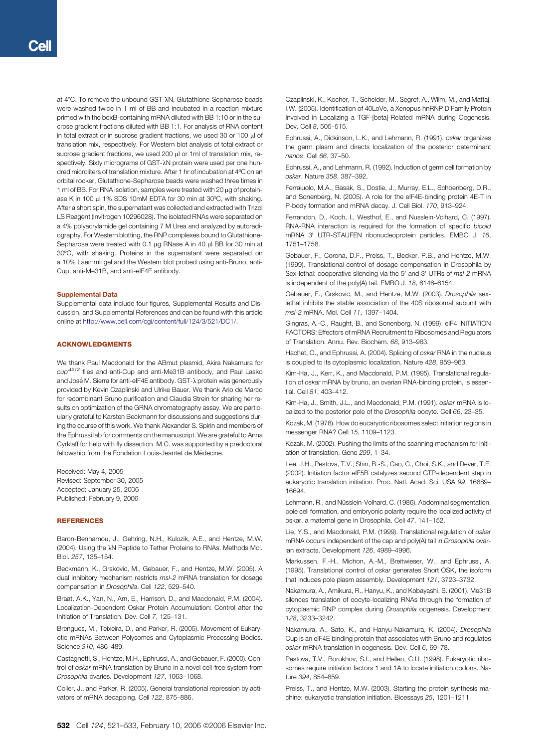at 4ºC. To remove the unbound GST-λN, Glutathione-Sepharose beads were washed twice in 1 ml of BB and incubated in a reaction mixture primed with the boxB-containing mRNA diluted with BB 1:10 or in the sucrose gradient fractions diluted with BB 1:1. For analysis of RNA content in total extract or in sucrose gradient fractions, we used 30 or 100 μl of translation mix, respectively. For Western blot analysis of total extract or sucrose gradient fractions, we used 200 μl or 1ml of translation mix, respectively. Sixty micrograms of GST-λN protein were used per one hundred microliters of translation mixture. After 1 hr of incubation at 4ºC on an orbital rocker, Glutathione-Sepharose beads were washed three times in 1 ml of BB. For RNA isolation, samples were treated with 20 μg of proteinase K in 100 μl 1% SDS 10mM EDTA for 30 min at 30ºC, with shaking. After a short spin, the supernatant was collected and extracted with Trizol LS Reagent (Invitrogen 10296028). The isolated RNAs were separated on a 4% polyacrylamide gel containing 7 M Urea and analyzed by autoradiography. For Western blotting, the RNP complexes bound to Glutathione-Sepharose were treated with 0.1 μg RNase A in 40 μl BB for 30 min at 30ºC, with shaking. Proteins in the supernatant were separated on a 10% Laemmli gel and the Western blot probed using anti-Bruno, anti-Cup, anti-Me31B, and anti-eIF4E antibody.

### Supplemental Data

Supplemental data include four figures, Supplemental Results and Discussion, and Supplemental References and can be found with this article online at http://www.cell.com/cgi/content/full/124/3/521/DC1/.

## ACKNOWLEDGMENTS

We thank Paul Macdonald for the ABmut plasmid, Akira Nakamura for *cup*$^{\Delta 212}$ flies and anti-Cup and anti-Me31B antibody, and Paul Lasko and José M. Sierra for anti-eIF4E antibody. GST-λ protein was generously provided by Kevin Czaplinski and Ulrike Bauer. We thank Ario de Marco for recombinant Bruno purification and Claudia Strein for sharing her results on optimization of the GRNA chromatography assay. We are particularly grateful to Karsten Beckmann for discussions and suggestions during the course of this work. We thank Alexander S. Spirin and members of the Ephrussi lab for comments on the manuscript. We are grateful to Anna Cyrklaff for help with fly dissection. M.C. was supported by a predoctoral fellowship from the Fondation Louis-Jeantet de Médecine.

Received: May 4, 2005
Revised: September 30, 2005
Accepted: January 25, 2006
Published: February 9, 2006

## REFERENCES

Baron-Benhamou, J., Gehring, N.H., Kulozik, A.E., and Hentze, M.W. (2004). Using the λN Peptide to Tether Proteins to RNAs. Methods Mol. Biol. *257*, 135–154.

Beckmann, K., Grskovic, M., Gebauer, F., and Hentze, M.W. (2005). A dual inhibitory mechanism restricts *msl-2* mRNA translation for dosage compensation in *Drosophila*. Cell *122*, 529–540.

Braat, A.K., Yan, N., Arn, E., Harrison, D., and Macdonald, P.M. (2004). Localization-Dependent Oskar Protein Accumulation: Control after the Initiation of Translation. Dev. Cell *7*, 125–131.

Brengues, M., Teixeira, D., and Parker, R. (2005). Movement of Eukaryotic mRNAs Between Polysomes and Cytoplasmic Processing Bodies. Science *310*, 486–489.

Castagnetti, S., Hentze, M.H., Ephrussi, A., and Gebauer, F. (2000). Control of *oskar* mRNA translation by Bruno in a novel cell-free system from *Drosophila* ovaries. Development *127*, 1063–1068.

Coller, J., and Parker, R. (2005). General translational repression by activators of mRNA decapping. Cell *122*, 875–886.

Czaplinski, K., Kocher, T., Schelder, M., Segref, A., Wilm, M., and Mattaj, I.W. (2005). Identification of 40LoVe, a Xenopus hnRNP D Family Protein Involved in Localizing a TGF-[beta]-Related mRNA during Oogenesis. Dev. Cell *8*, 505–515.

Ephrussi, A., Dickinson, L.K., and Lehmann, R. (1991). *oskar* organizes the germ plasm and directs localization of the posterior determinant *nanos*. Cell *66*, 37–50.

Ephrussi, A., and Lehmann, R. (1992). Induction of germ cell formation by *oskar*. Nature *358*, 387–392.

Ferraiuolo, M.A., Basak, S., Dostie, J., Murray, E.L., Schoenberg, D.R., and Sonenberg, N. (2005). A role for the eIF4E-binding protein 4E-T in P-body formation and mRNA decay. J. Cell Biol. *170*, 913–924.

Ferrandon, D., Koch, I., Westhof, E., and Nusslein-Volhard, C. (1997). RNA-RNA interaction is required for the formation of specific *bicoid* mRNA 3′ UTR-STAUFEN ribonucleoprotein particles. EMBO J. *16*, 1751–1758.

Gebauer, F., Corona, D.F., Preiss, T., Becker, P.B., and Hentze, M.W. (1999). Translational control of dosage compensation in Drosophila by Sex-lethal: cooperative silencing via the 5′ and 3′ UTRs of *msl-2* mRNA is independent of the poly(A) tail. EMBO J. *18*, 6146–6154.

Gebauer, F., Grskovic, M., and Hentze, M.W. (2003). *Drosophila* sex-lethal inhibits the stable association of the 40S ribosomal subunit with *msl-2* mRNA. Mol. Cell *11*, 1397–1404.

Gingras, A.-C., Raught, B., and Sonenberg, N. (1999). eIF4 INITIATION FACTORS: Effectors of mRNA Recruitment to Ribosomes and Regulators of Translation. Annu. Rev. Biochem. *68*, 913–963.

Hachet, O., and Ephrussi, A. (2004). Splicing of *oskar* RNA in the nucleus is coupled to its cytoplasmic localization. Nature *428*, 959–963.

Kim-Ha, J., Kerr, K., and Macdonald, P.M. (1995). Translational regulation of *oskar* mRNA by bruno, an ovarian RNA-binding protein, is essential. Cell *81*, 403–412.

Kim-Ha, J., Smith, J.L., and Macdonald, P.M. (1991). *oskar* mRNA is localized to the posterior pole of the *Drosophila* oocyte. Cell *66*, 23–35.

Kozak, M. (1978). How do eucaryotic ribosomes select initiation regions in messenger RNA? Cell *15*, 1109–1123.

Kozak, M. (2002). Pushing the limits of the scanning mechanism for initiation of translation. Gene *299*, 1–34.

Lee, J.H., Pestova, T.V., Shin, B.-S., Cao, C., Choi, S.K., and Dever, T.E. (2002). Initiation factor eIF5B catalyzes second GTP-dependent step in eukaryotic translation initiation. Proc. Natl. Acad. Sci. USA *99*, 16689–16694.

Lehmann, R., and Nüsslein-Volhard, C. (1986). Abdominal segmentation, pole cell formation, and embryonic polarity require the localized activity of oskar, a maternal gene in Drosophila. Cell *47*, 141–152.

Lie, Y.S., and Macdonald, P.M. (1999). Translational regulation of *oskar* mRNA occurs independent of the cap and poly(A) tail in *Drosophila* ovarian extracts. Development *126*, 4989–4996.

Markussen, F.-H., Michon, A.-M., Breitwieser, W., and Ephrussi, A. (1995). Translational control of *oskar* generates Short OSK, the isoform that induces pole plasm assembly. Development *121*, 3723–3732.

Nakamura, A., Amikura, R., Hanyu, K., and Kobayashi, S. (2001). Me31B silences translation of oocyte-localizing RNAs through the formation of cytoplasmic RNP complex during *Drosophila* oogenesis. Development *128*, 3233–3242.

Nakamura, A., Sato, K., and Hanyu-Nakamura, K. (2004). *Drosophila* Cup is an eIF4E binding protein that associates with Bruno and regulates *oskar* mRNA translation in oogenesis. Dev. Cell *6*, 69–78.

Pestova, T.V., Borukhov, S.I., and Hellen, C.U. (1998). Eukaryotic ribosomes require initiation factors 1 and 1A to locate initiation codons. Nature *394*, 854–859.

Preiss, T., and Hentze, M.W. (2003). Starting the protein synthesis machine: eukaryotic translation initiation. Bioessays *25*, 1201–1211.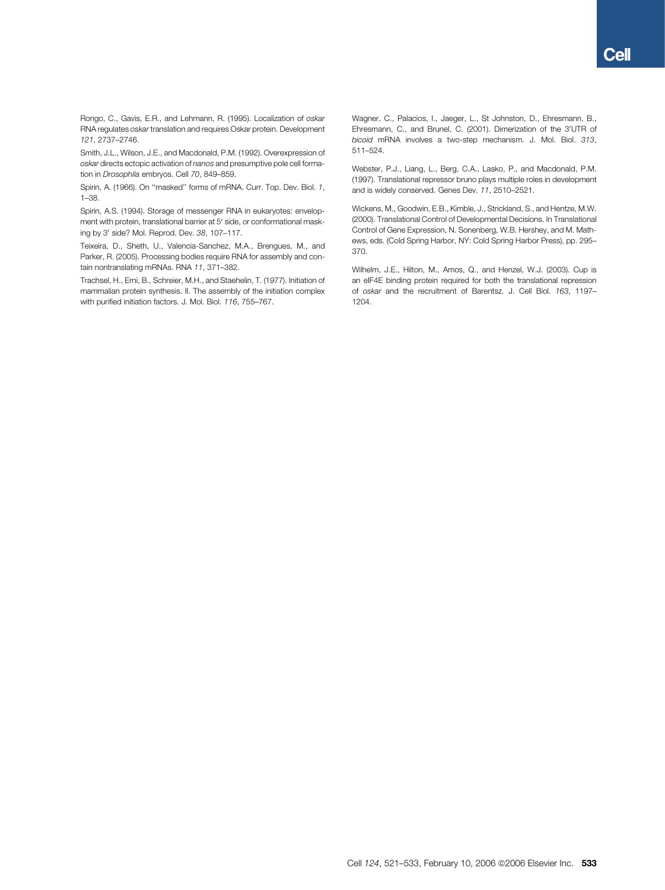Rongo, C., Gavis, E.R., and Lehmann, R. (1995). Localization of *oskar* RNA regulates *oskar* translation and requires Oskar protein. Development *121*, 2737–2746.

Smith, J.L., Wilson, J.E., and Macdonald, P.M. (1992). Overexpression of *oskar* directs ectopic activation of *nanos* and presumptive pole cell formation in *Drosophila* embryos. Cell *70*, 849–859.

Spirin, A. (1966). On "masked" forms of mRNA. Curr. Top. Dev. Biol. *1*, 1–38.

Spirin, A.S. (1994). Storage of messenger RNA in eukaryotes: envelopment with protein, translational barrier at 5′ side, or conformational masking by 3′ side? Mol. Reprod. Dev. *38*, 107–117.

Teixeira, D., Sheth, U., Valencia-Sanchez, M.A., Brengues, M., and Parker, R. (2005). Processing bodies require RNA for assembly and contain nontranslating mRNAs. RNA *11*, 371–382.

Trachsel, H., Erni, B., Schreier, M.H., and Staehelin, T. (1977). Initiation of mammalian protein synthesis. II. The assembly of the initiation complex with purified initiation factors. J. Mol. Biol. *116*, 755–767.

Wagner, C., Palacios, I., Jaeger, L., St Johnston, D., Ehresmann, B., Ehresmann, C., and Brunel, C. (2001). Dimerization of the 3′UTR of *bicoid* mRNA involves a two-step mechanism. J. Mol. Biol. *313*, 511–524.

Webster, P.J., Liang, L., Berg, C.A., Lasko, P., and Macdonald, P.M. (1997). Translational repressor bruno plays multiple roles in development and is widely conserved. Genes Dev. *11*, 2510–2521.

Wickens, M., Goodwin, E.B., Kimble, J., Strickland, S., and Hentze, M.W. (2000). Translational Control of Developmental Decisions. In Translational Control of Gene Expression, N. Sonenberg, W.B. Hershey, and M. Mathews, eds. (Cold Spring Harbor, NY: Cold Spring Harbor Press), pp. 295–370.

Wilhelm, J.E., Hilton, M., Amos, Q., and Henzel, W.J. (2003). Cup is an eIF4E binding protein required for both the translational repression of *oskar* and the recruitment of Barentsz. J. Cell Biol. *163*, 1197–1204.